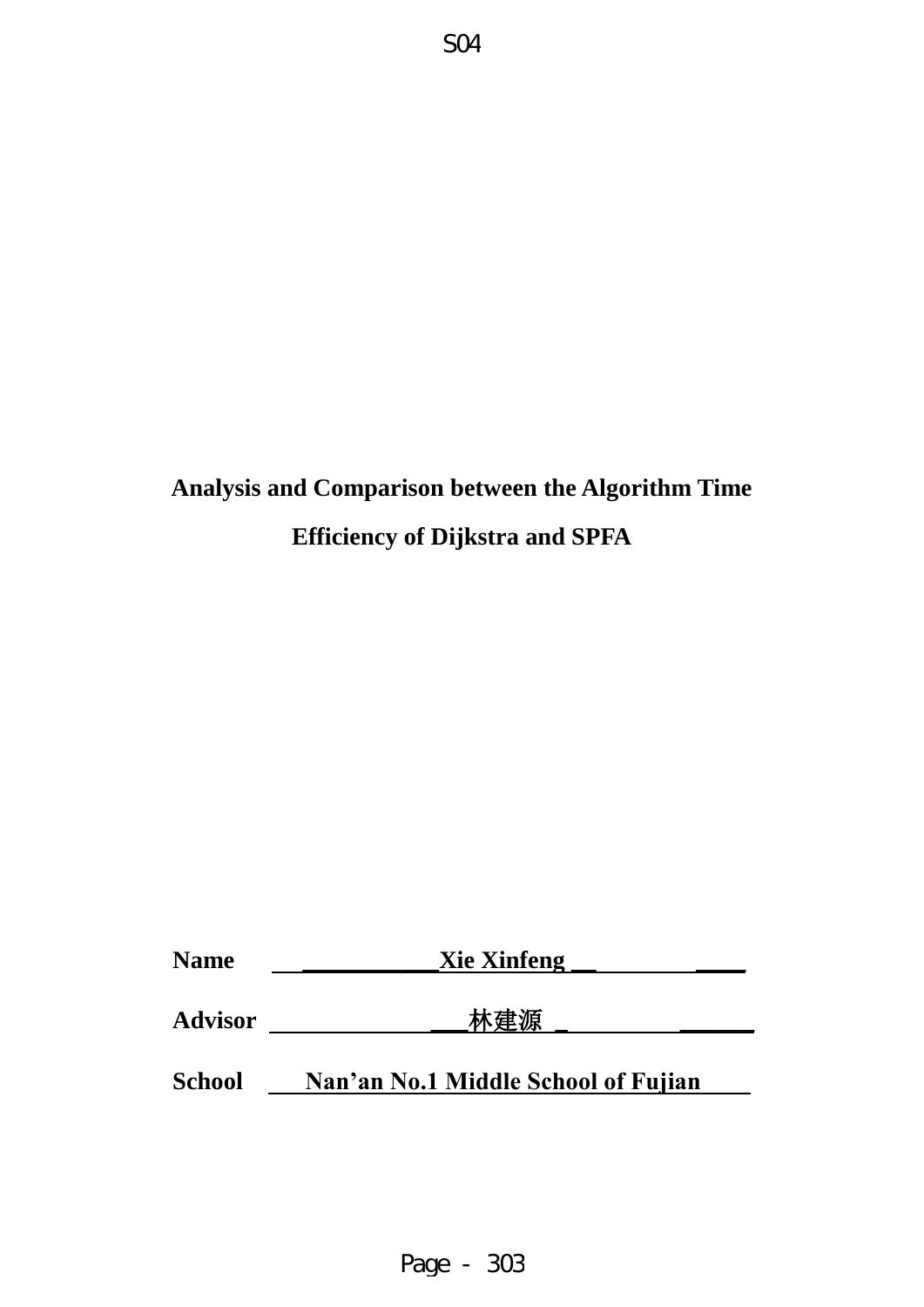# Analysis and Comparison between the Algorithm Time Efficiency of Dijkstra and SPFA

**Name** Xie Xinfeng

**Advisor** 林建源

**School** Nan'an No.1 Middle School of Fujian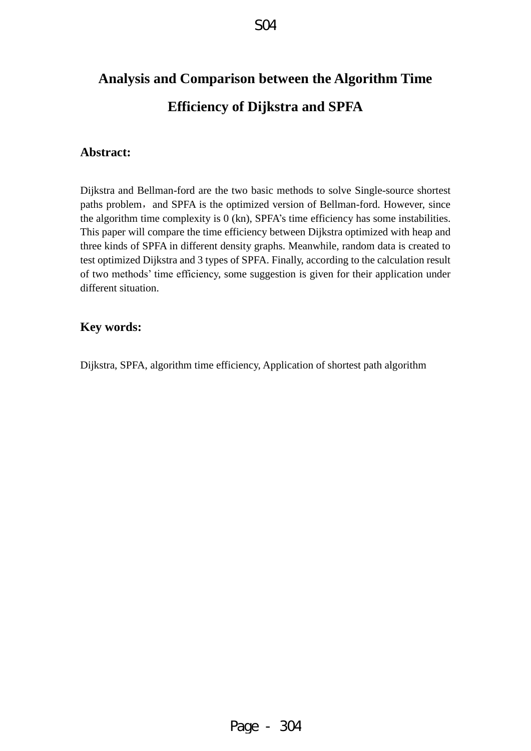# Analysis and Comparison between the Algorithm Time Efficiency of Dijkstra and SPFA

## Abstract:

Dijkstra and Bellman-ford are the two basic methods to solve Single-source shortest paths problem， and SPFA is the optimized version of Bellman-ford. However, since the algorithm time complexity is 0 (kn), SPFA's time efficiency has some instabilities. This paper will compare the time efficiency between Dijkstra optimized with heap and three kinds of SPFA in different density graphs. Meanwhile, random data is created to test optimized Dijkstra and 3 types of SPFA. Finally, according to the calculation result of two methods' time efficiency, some suggestion is given for their application under different situation.

## Key words:

Dijkstra, SPFA, algorithm time efficiency, Application of shortest path algorithm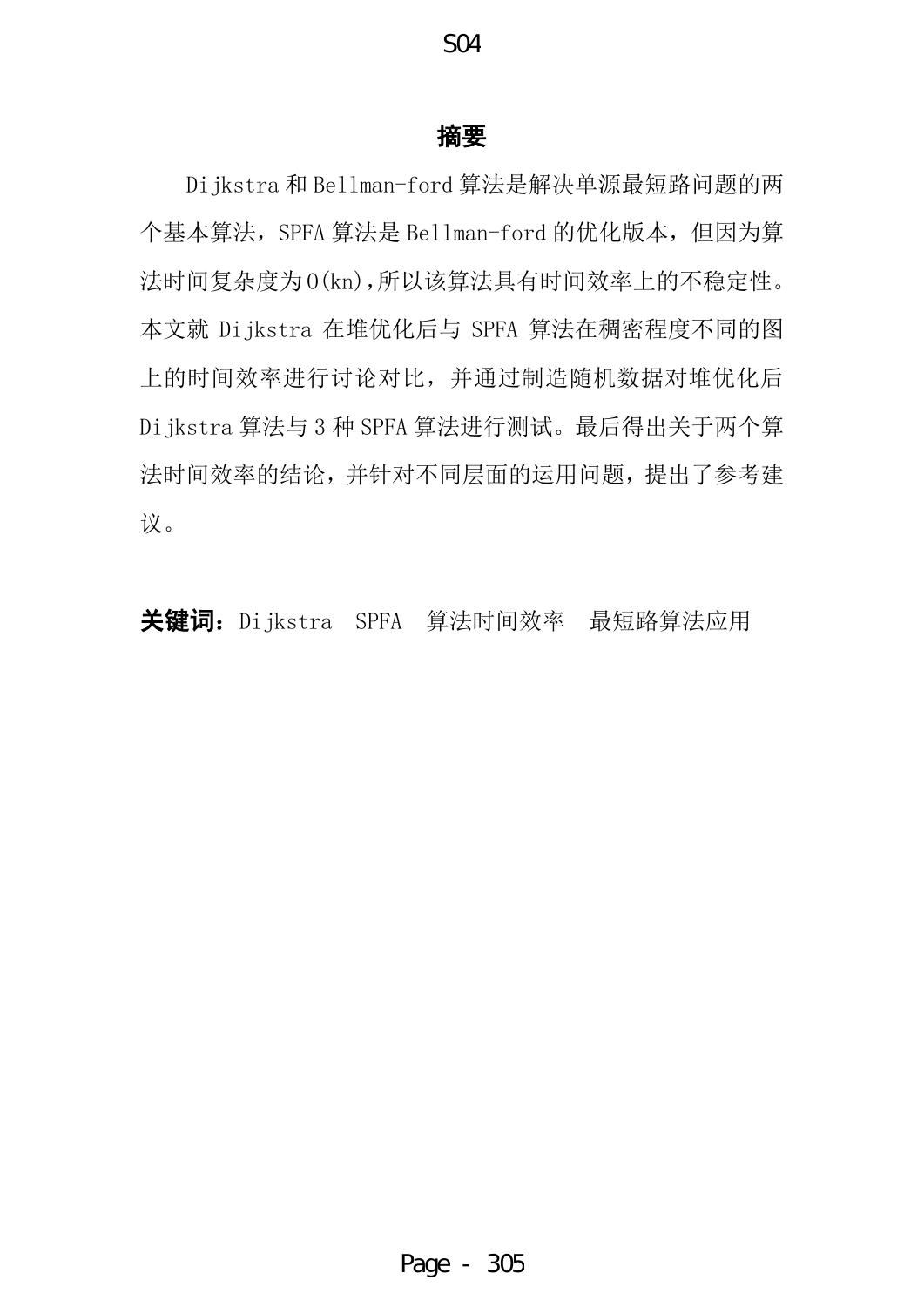## 摘要

Dijkstra 和 Bellman-ford 算法是解决单源最短路问题的两个基本算法，SPFA 算法是 Bellman-ford 的优化版本，但因为算法时间复杂度为 $O(kn)$,所以该算法具有时间效率上的不稳定性。本文就 Dijkstra 在堆优化后与 SPFA 算法在稠密程度不同的图上的时间效率进行讨论对比，并通过制造随机数据对堆优化后 Dijkstra 算法与 3 种 SPFA 算法进行测试。最后得出关于两个算法时间效率的结论，并针对不同层面的运用问题，提出了参考建议。

**关键词：** Dijkstra　SPFA　算法时间效率　最短路算法应用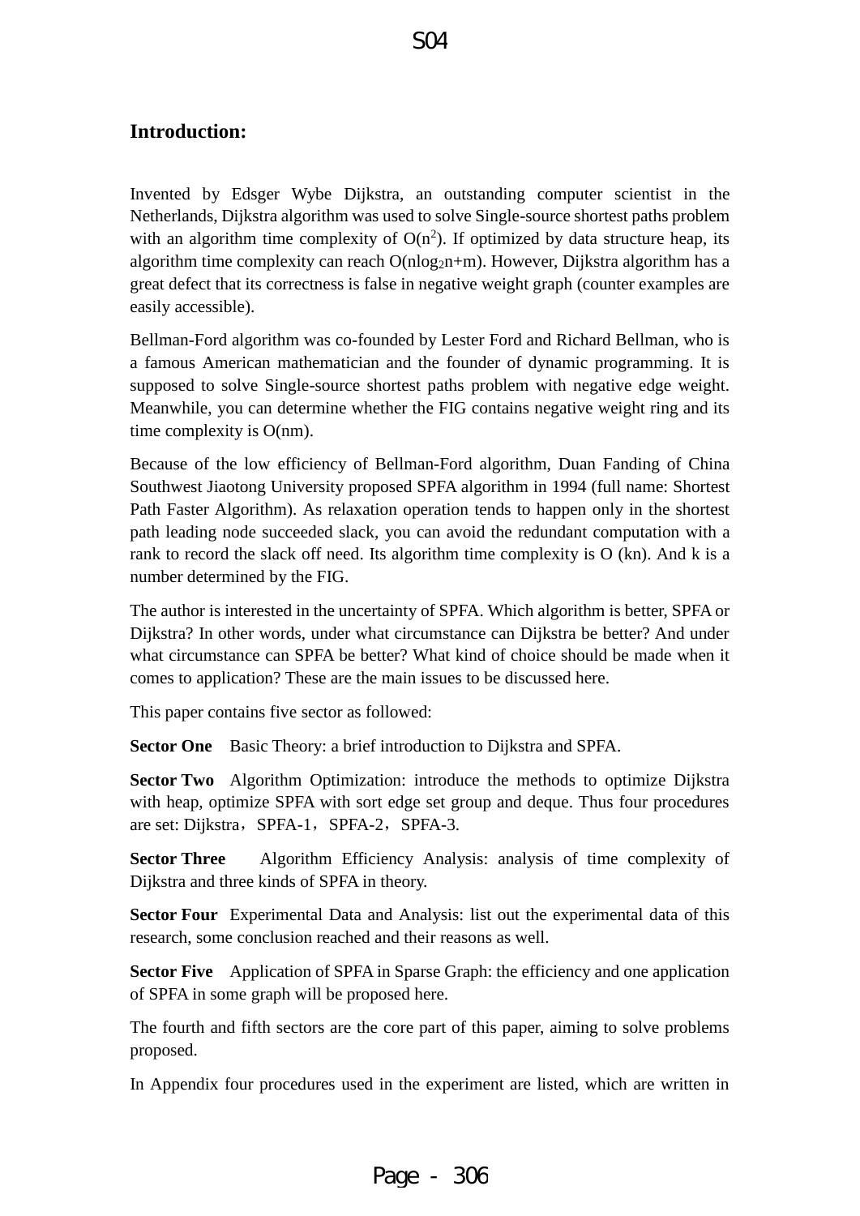## Introduction:

Invented by Edsger Wybe Dijkstra, an outstanding computer scientist in the Netherlands, Dijkstra algorithm was used to solve Single-source shortest paths problem with an algorithm time complexity of $O(n^2)$. If optimized by data structure heap, its algorithm time complexity can reach $O(n\log_2 n+m)$. However, Dijkstra algorithm has a great defect that its correctness is false in negative weight graph (counter examples are easily accessible).

Bellman-Ford algorithm was co-founded by Lester Ford and Richard Bellman, who is a famous American mathematician and the founder of dynamic programming. It is supposed to solve Single-source shortest paths problem with negative edge weight. Meanwhile, you can determine whether the FIG contains negative weight ring and its time complexity is O(nm).

Because of the low efficiency of Bellman-Ford algorithm, Duan Fanding of China Southwest Jiaotong University proposed SPFA algorithm in 1994 (full name: Shortest Path Faster Algorithm). As relaxation operation tends to happen only in the shortest path leading node succeeded slack, you can avoid the redundant computation with a rank to record the slack off need. Its algorithm time complexity is O (kn). And k is a number determined by the FIG.

The author is interested in the uncertainty of SPFA. Which algorithm is better, SPFA or Dijkstra? In other words, under what circumstance can Dijkstra be better? And under what circumstance can SPFA be better? What kind of choice should be made when it comes to application? These are the main issues to be discussed here.

This paper contains five sector as followed:

**Sector One** Basic Theory: a brief introduction to Dijkstra and SPFA.

**Sector Two** Algorithm Optimization: introduce the methods to optimize Dijkstra with heap, optimize SPFA with sort edge set group and deque. Thus four procedures are set: Dijkstra，SPFA-1，SPFA-2，SPFA-3.

**Sector Three** Algorithm Efficiency Analysis: analysis of time complexity of Dijkstra and three kinds of SPFA in theory.

**Sector Four** Experimental Data and Analysis: list out the experimental data of this research, some conclusion reached and their reasons as well.

**Sector Five** Application of SPFA in Sparse Graph: the efficiency and one application of SPFA in some graph will be proposed here.

The fourth and fifth sectors are the core part of this paper, aiming to solve problems proposed.

In Appendix four procedures used in the experiment are listed, which are written in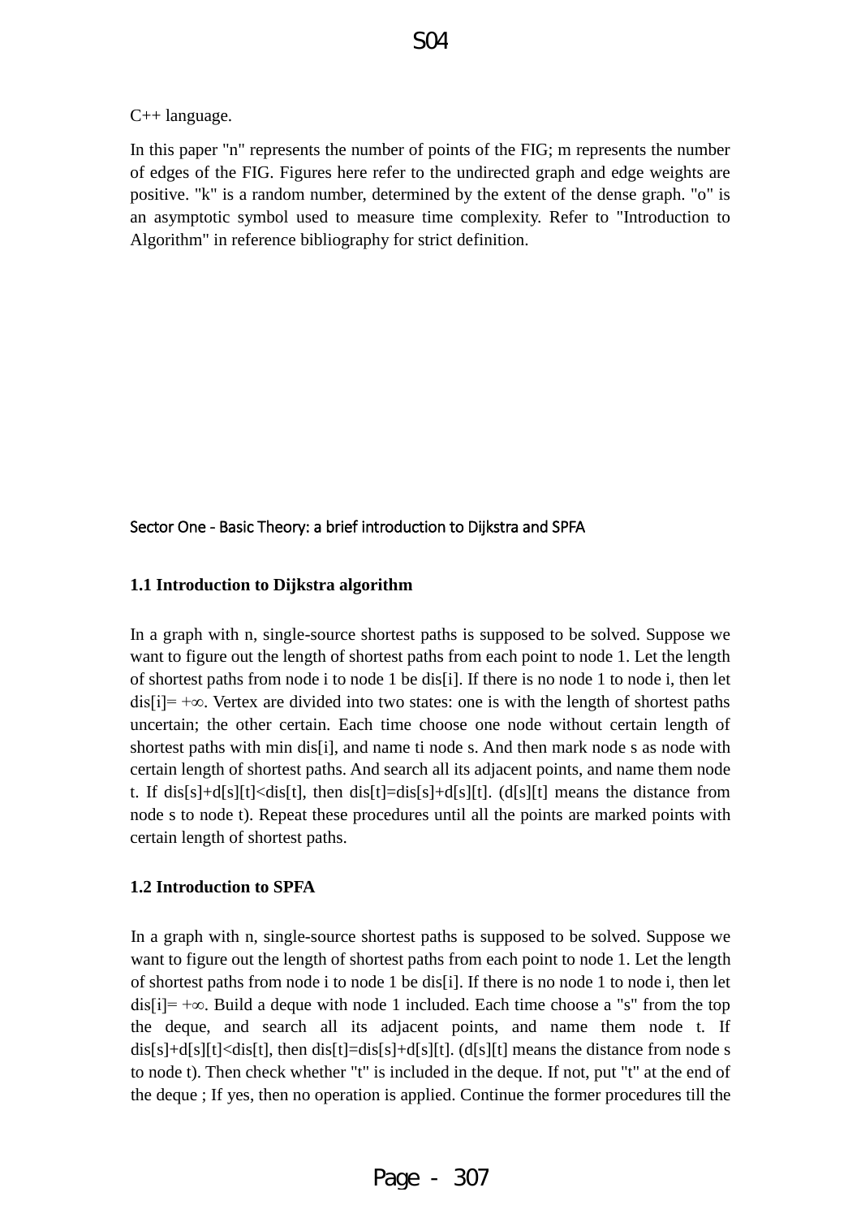C++ language.

In this paper "n" represents the number of points of the FIG; m represents the number of edges of the FIG. Figures here refer to the undirected graph and edge weights are positive. "k" is a random number, determined by the extent of the dense graph. "o" is an asymptotic symbol used to measure time complexity. Refer to "Introduction to Algorithm" in reference bibliography for strict definition.

## Sector One - Basic Theory: a brief introduction to Dijkstra and SPFA

### 1.1 Introduction to Dijkstra algorithm

In a graph with n, single-source shortest paths is supposed to be solved. Suppose we want to figure out the length of shortest paths from each point to node 1. Let the length of shortest paths from node i to node 1 be dis[i]. If there is no node 1 to node i, then let dis[i]= $+\infty$. Vertex are divided into two states: one is with the length of shortest paths uncertain; the other certain. Each time choose one node without certain length of shortest paths with min dis[i], and name ti node s. And then mark node s as node with certain length of shortest paths. And search all its adjacent points, and name them node t. If dis[s]+d[s][t]<dis[t], then dis[t]=dis[s]+d[s][t]. (d[s][t] means the distance from node s to node t). Repeat these procedures until all the points are marked points with certain length of shortest paths.

### 1.2 Introduction to SPFA

In a graph with n, single-source shortest paths is supposed to be solved. Suppose we want to figure out the length of shortest paths from each point to node 1. Let the length of shortest paths from node i to node 1 be dis[i]. If there is no node 1 to node i, then let dis[i]= $+\infty$. Build a deque with node 1 included. Each time choose a "s" from the top the deque, and search all its adjacent points, and name them node t. If dis[s]+d[s][t]<dis[t], then dis[t]=dis[s]+d[s][t]. (d[s][t] means the distance from node s to node t). Then check whether "t" is included in the deque. If not, put "t" at the end of the deque ; If yes, then no operation is applied. Continue the former procedures till the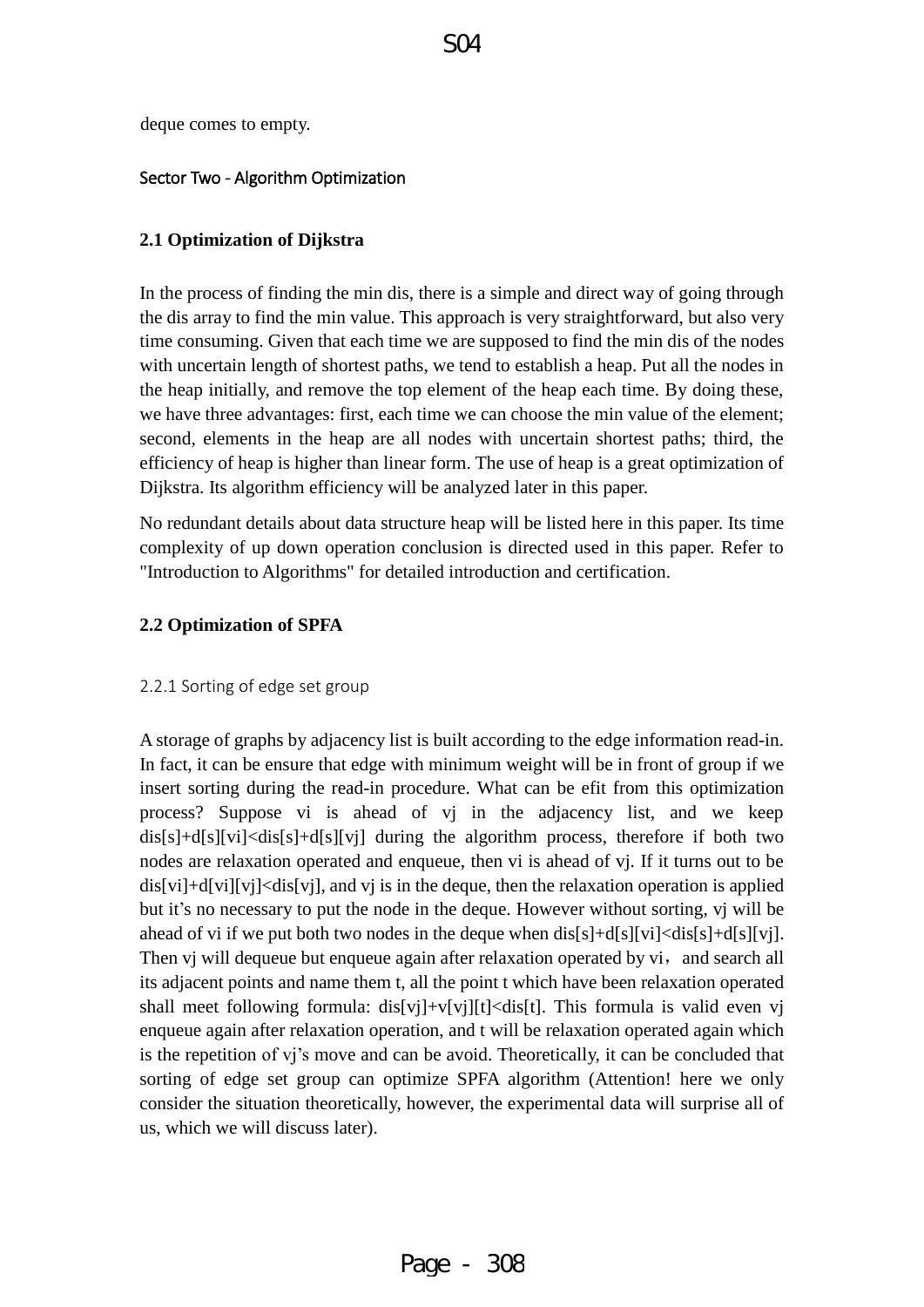deque comes to empty.

## Sector Two - Algorithm Optimization

### 2.1 Optimization of Dijkstra

In the process of finding the min dis, there is a simple and direct way of going through the dis array to find the min value. This approach is very straightforward, but also very time consuming. Given that each time we are supposed to find the min dis of the nodes with uncertain length of shortest paths, we tend to establish a heap. Put all the nodes in the heap initially, and remove the top element of the heap each time. By doing these, we have three advantages: first, each time we can choose the min value of the element; second, elements in the heap are all nodes with uncertain shortest paths; third, the efficiency of heap is higher than linear form. The use of heap is a great optimization of Dijkstra. Its algorithm efficiency will be analyzed later in this paper.

No redundant details about data structure heap will be listed here in this paper. Its time complexity of up down operation conclusion is directed used in this paper. Refer to "Introduction to Algorithms" for detailed introduction and certification.

### 2.2 Optimization of SPFA

#### 2.2.1 Sorting of edge set group

A storage of graphs by adjacency list is built according to the edge information read-in. In fact, it can be ensure that edge with minimum weight will be in front of group if we insert sorting during the read-in procedure. What can be efit from this optimization process? Suppose vi is ahead of vj in the adjacency list, and we keep dis[s]+d[s][vi]<dis[s]+d[s][vj] during the algorithm process, therefore if both two nodes are relaxation operated and enqueue, then vi is ahead of vj. If it turns out to be dis[vi]+d[vi][vj]<dis[vj], and vj is in the deque, then the relaxation operation is applied but it's no necessary to put the node in the deque. However without sorting, vj will be ahead of vi if we put both two nodes in the deque when dis[s]+d[s][vi]<dis[s]+d[s][vj]. Then vj will dequeue but enqueue again after relaxation operated by vi， and search all its adjacent points and name them t, all the point t which have been relaxation operated shall meet following formula: dis[vj]+v[vj][t]<dis[t]. This formula is valid even vj enqueue again after relaxation operation, and t will be relaxation operated again which is the repetition of vj's move and can be avoid. Theoretically, it can be concluded that sorting of edge set group can optimize SPFA algorithm (Attention! here we only consider the situation theoretically, however, the experimental data will surprise all of us, which we will discuss later).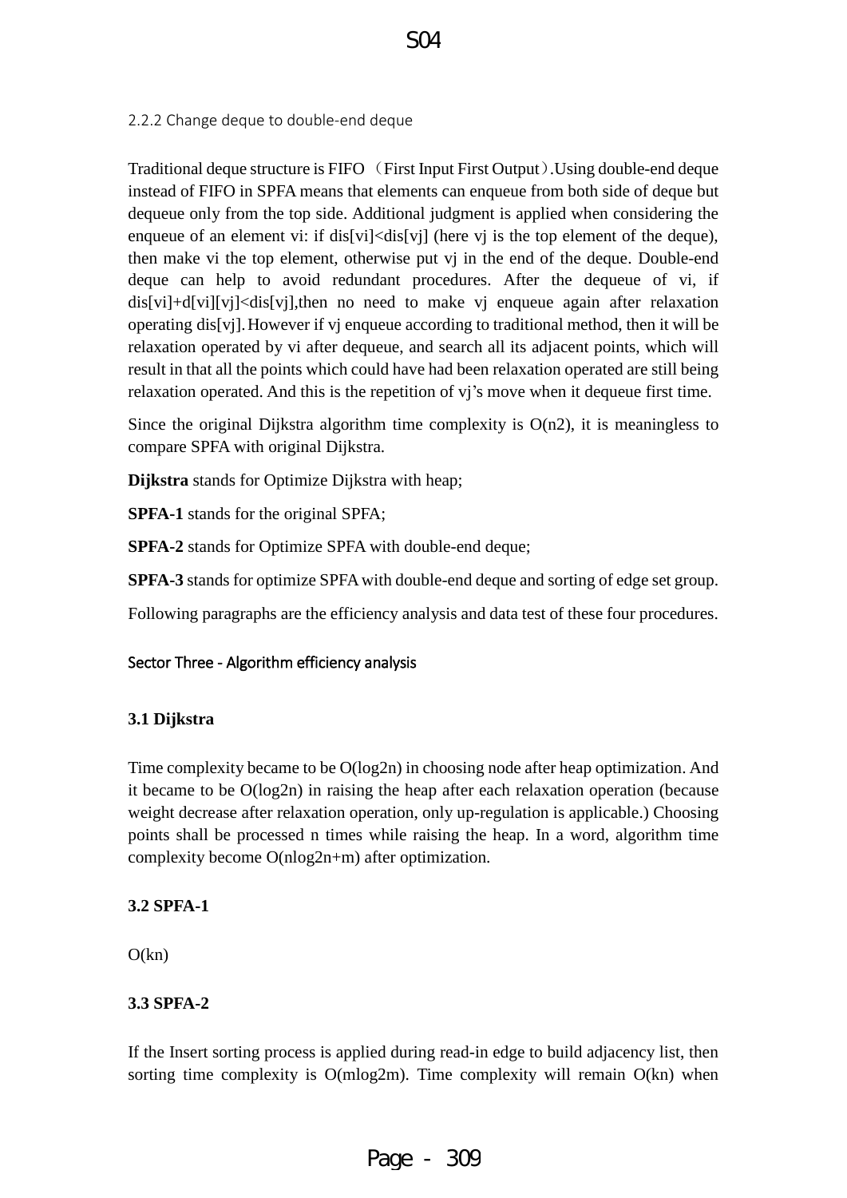2.2.2 Change deque to double-end deque

Traditional deque structure is FIFO （First Input First Output）.Using double-end deque instead of FIFO in SPFA means that elements can enqueue from both side of deque but dequeue only from the top side. Additional judgment is applied when considering the enqueue of an element vi: if dis[vi]<dis[vj] (here vj is the top element of the deque), then make vi the top element, otherwise put vj in the end of the deque. Double-end deque can help to avoid redundant procedures. After the dequeue of vi, if dis[vi]+d[vi][vj]<dis[vj],then no need to make vj enqueue again after relaxation operating dis[vj]. However if vj enqueue according to traditional method, then it will be relaxation operated by vi after dequeue, and search all its adjacent points, which will result in that all the points which could have had been relaxation operated are still being relaxation operated. And this is the repetition of vj's move when it dequeue first time.

Since the original Dijkstra algorithm time complexity is O(n2), it is meaningless to compare SPFA with original Dijkstra.

**Dijkstra** stands for Optimize Dijkstra with heap;

**SPFA-1** stands for the original SPFA;

**SPFA-2** stands for Optimize SPFA with double-end deque;

**SPFA-3** stands for optimize SPFA with double-end deque and sorting of edge set group.

Following paragraphs are the efficiency analysis and data test of these four procedures.

## Sector Three - Algorithm efficiency analysis

### 3.1 Dijkstra

Time complexity became to be O(log2n) in choosing node after heap optimization. And it became to be O(log2n) in raising the heap after each relaxation operation (because weight decrease after relaxation operation, only up-regulation is applicable.) Choosing points shall be processed n times while raising the heap. In a word, algorithm time complexity become O(nlog2n+m) after optimization.

### 3.2 SPFA-1

O(kn)

### 3.3 SPFA-2

If the Insert sorting process is applied during read-in edge to build adjacency list, then sorting time complexity is O(mlog2m). Time complexity will remain O(kn) when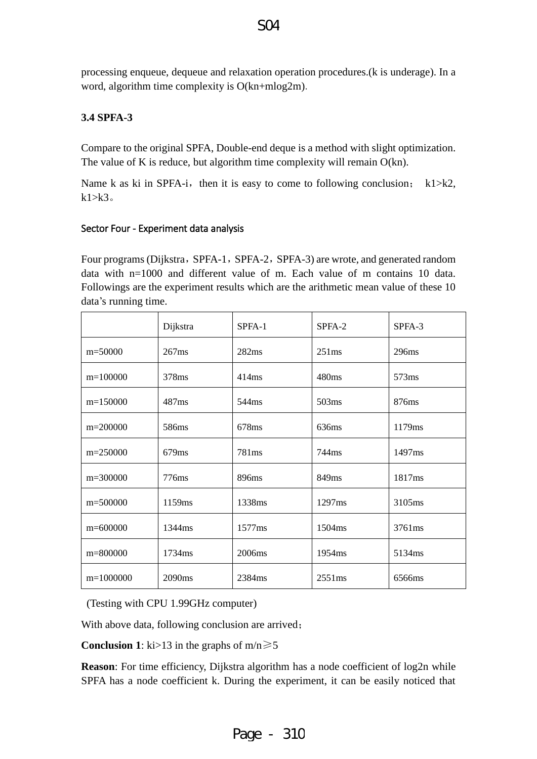processing enqueue, dequeue and relaxation operation procedures.(k is underage). In a word, algorithm time complexity is O(kn+mlog2m).

### 3.4 SPFA-3

Compare to the original SPFA, Double-end deque is a method with slight optimization. The value of K is reduce, but algorithm time complexity will remain O(kn).

Name k as ki in SPFA-i，then it is easy to come to following conclusion； k1>k2, k1>k3。

## Sector Four - Experiment data analysis

Four programs (Dijkstra，SPFA-1，SPFA-2，SPFA-3) are wrote, and generated random data with n=1000 and different value of m. Each value of m contains 10 data. Followings are the experiment results which are the arithmetic mean value of these 10 data's running time.

| | Dijkstra | SPFA-1 | SPFA-2 | SPFA-3 |
|---|---|---|---|---|
| m=50000 | 267ms | 282ms | 251ms | 296ms |
| m=100000 | 378ms | 414ms | 480ms | 573ms |
| m=150000 | 487ms | 544ms | 503ms | 876ms |
| m=200000 | 586ms | 678ms | 636ms | 1179ms |
| m=250000 | 679ms | 781ms | 744ms | 1497ms |
| m=300000 | 776ms | 896ms | 849ms | 1817ms |
| m=500000 | 1159ms | 1338ms | 1297ms | 3105ms |
| m=600000 | 1344ms | 1577ms | 1504ms | 3761ms |
| m=800000 | 1734ms | 2006ms | 1954ms | 5134ms |
| m=1000000 | 2090ms | 2384ms | 2551ms | 6566ms |

(Testing with CPU 1.99GHz computer)

With above data, following conclusion are arrived；

**Conclusion 1**: ki>13 in the graphs of m/n≥5

**Reason**: For time efficiency, Dijkstra algorithm has a node coefficient of log2n while SPFA has a node coefficient k. During the experiment, it can be easily noticed that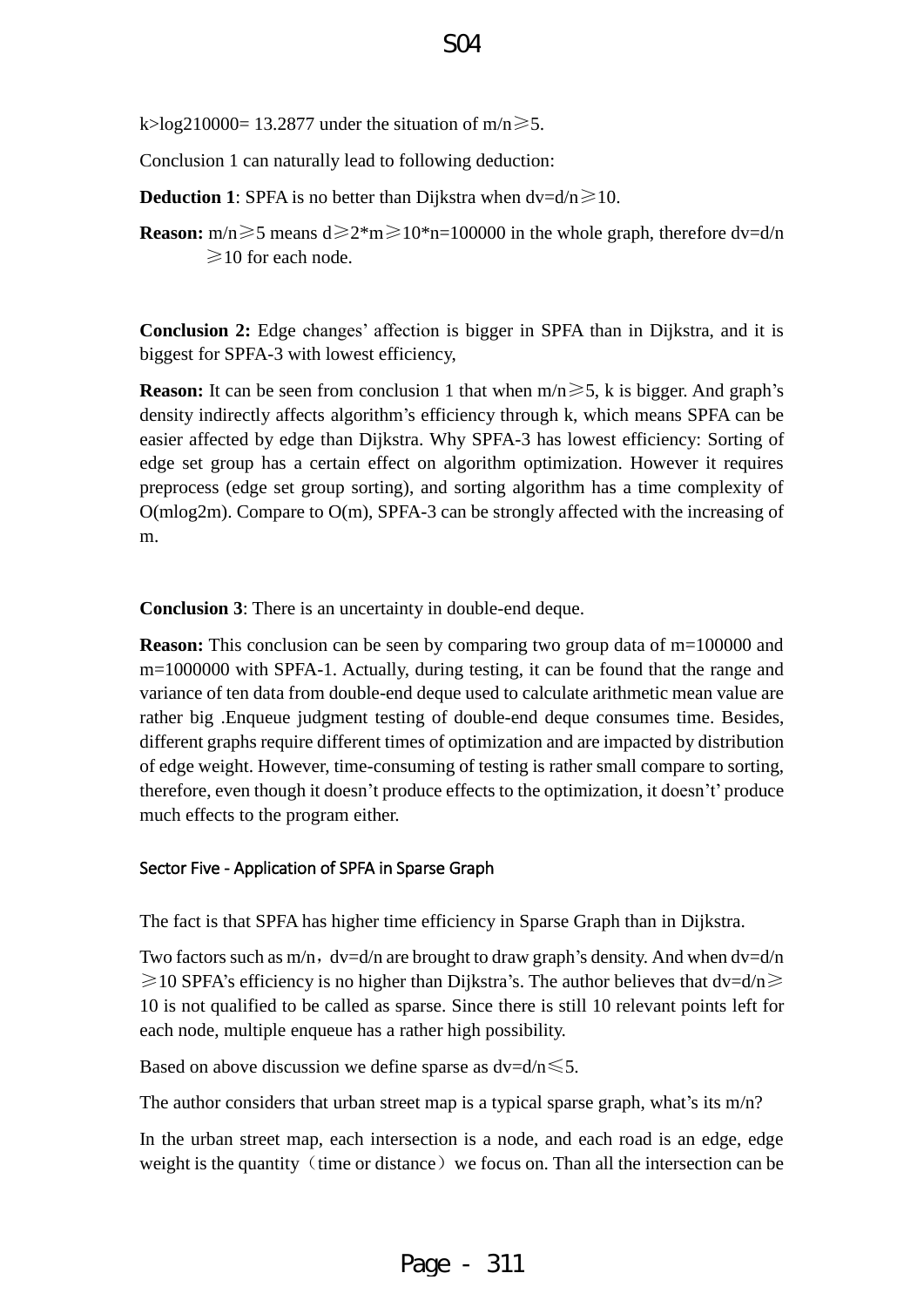$k > \log_2 10000 = 13.2877$ under the situation of $m/n \geqslant 5$.

Conclusion 1 can naturally lead to following deduction:

**Deduction 1**: SPFA is no better than Dijkstra when $dv = d/n \geqslant 10$.

**Reason:** $m/n \geqslant 5$ means $d \geqslant 2*m \geqslant 10*n = 100000$ in the whole graph, therefore $dv = d/n \geqslant 10$ for each node.

**Conclusion 2:** Edge changes' affection is bigger in SPFA than in Dijkstra, and it is biggest for SPFA-3 with lowest efficiency,

**Reason:** It can be seen from conclusion 1 that when $m/n \geqslant 5$, k is bigger. And graph's density indirectly affects algorithm's efficiency through k, which means SPFA can be easier affected by edge than Dijkstra. Why SPFA-3 has lowest efficiency: Sorting of edge set group has a certain effect on algorithm optimization. However it requires preprocess (edge set group sorting), and sorting algorithm has a time complexity of $O(m\log_2 m)$. Compare to $O(m)$, SPFA-3 can be strongly affected with the increasing of m.

**Conclusion 3**: There is an uncertainty in double-end deque.

**Reason:** This conclusion can be seen by comparing two group data of m=100000 and m=1000000 with SPFA-1. Actually, during testing, it can be found that the range and variance of ten data from double-end deque used to calculate arithmetic mean value are rather big .Enqueue judgment testing of double-end deque consumes time. Besides, different graphs require different times of optimization and are impacted by distribution of edge weight. However, time-consuming of testing is rather small compare to sorting, therefore, even though it doesn't produce effects to the optimization, it doesn't' produce much effects to the program either.

## Sector Five - Application of SPFA in Sparse Graph

The fact is that SPFA has higher time efficiency in Sparse Graph than in Dijkstra.

Two factors such as $m/n$, $dv = d/n$ are brought to draw graph's density. And when $dv = d/n \geqslant 10$ SPFA's efficiency is no higher than Dijkstra's. The author believes that $dv = d/n \geqslant 10$ is not qualified to be called as sparse. Since there is still 10 relevant points left for each node, multiple enqueue has a rather high possibility.

Based on above discussion we define sparse as $dv = d/n \leqslant 5$.

The author considers that urban street map is a typical sparse graph, what's its $m/n$?

In the urban street map, each intersection is a node, and each road is an edge, edge weight is the quantity（time or distance）we focus on. Than all the intersection can be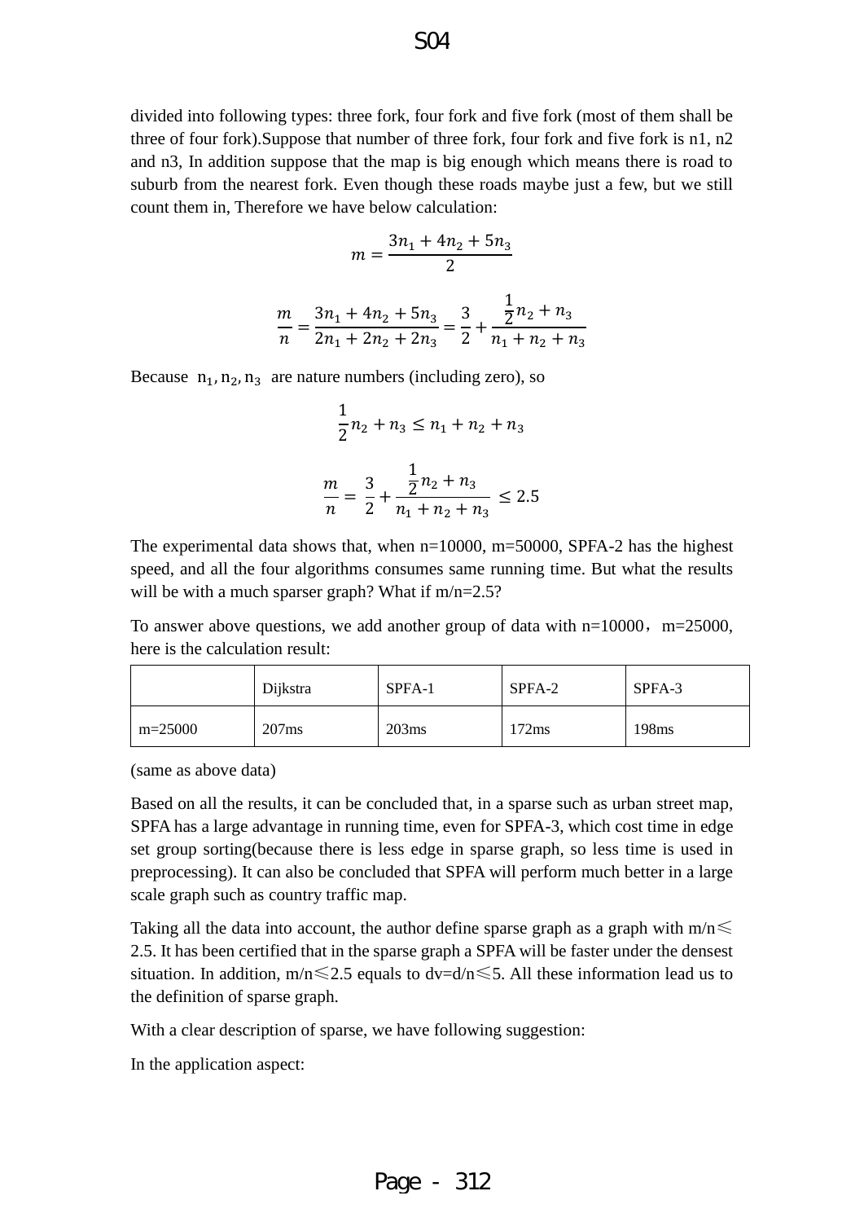divided into following types: three fork, four fork and five fork (most of them shall be three of four fork).Suppose that number of three fork, four fork and five fork is n1, n2 and n3, In addition suppose that the map is big enough which means there is road to suburb from the nearest fork. Even though these roads maybe just a few, but we still count them in, Therefore we have below calculation:

$$m = \frac{3n_1 + 4n_2 + 5n_3}{2}$$

$$\frac{m}{n} = \frac{3n_1 + 4n_2 + 5n_3}{2n_1 + 2n_2 + 2n_3} = \frac{3}{2} + \frac{\frac{1}{2}n_2 + n_3}{n_1 + n_2 + n_3}$$

Because $n_1, n_2, n_3$ are nature numbers (including zero), so

$$\frac{1}{2}n_2 + n_3 \le n_1 + n_2 + n_3$$

$$\frac{m}{n} = \frac{3}{2} + \frac{\frac{1}{2}n_2 + n_3}{n_1 + n_2 + n_3} \le 2.5$$

The experimental data shows that, when n=10000, m=50000, SPFA-2 has the highest speed, and all the four algorithms consumes same running time. But what the results will be with a much sparser graph? What if m/n=2.5?

To answer above questions, we add another group of data with n=10000，m=25000, here is the calculation result:

| | Dijkstra | SPFA-1 | SPFA-2 | SPFA-3 |
|---|---|---|---|---|
| m=25000 | 207ms | 203ms | 172ms | 198ms |

(same as above data)

Based on all the results, it can be concluded that, in a sparse such as urban street map, SPFA has a large advantage in running time, even for SPFA-3, which cost time in edge set group sorting(because there is less edge in sparse graph, so less time is used in preprocessing). It can also be concluded that SPFA will perform much better in a large scale graph such as country traffic map.

Taking all the data into account, the author define sparse graph as a graph with m/n≤ 2.5. It has been certified that in the sparse graph a SPFA will be faster under the densest situation. In addition, m/n≤2.5 equals to dv=d/n≤5. All these information lead us to the definition of sparse graph.

With a clear description of sparse, we have following suggestion:

In the application aspect: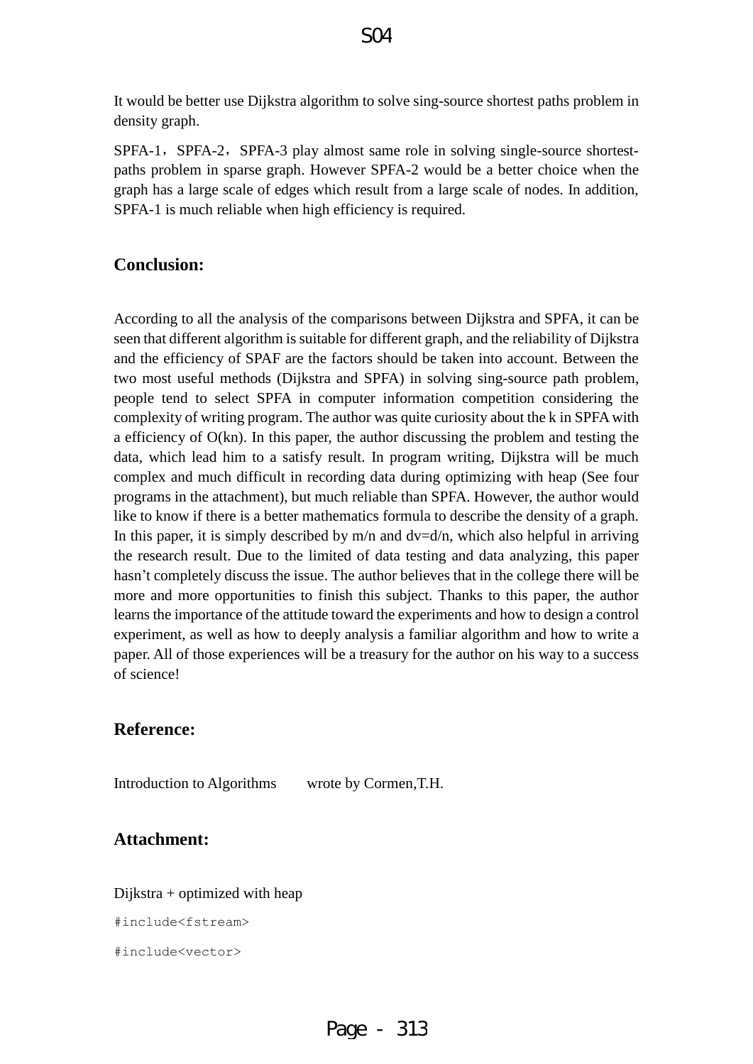It would be better use Dijkstra algorithm to solve sing-source shortest paths problem in density graph.

SPFA-1，SPFA-2，SPFA-3 play almost same role in solving single-source shortest-paths problem in sparse graph. However SPFA-2 would be a better choice when the graph has a large scale of edges which result from a large scale of nodes. In addition, SPFA-1 is much reliable when high efficiency is required.

## Conclusion:

According to all the analysis of the comparisons between Dijkstra and SPFA, it can be seen that different algorithm is suitable for different graph, and the reliability of Dijkstra and the efficiency of SPAF are the factors should be taken into account. Between the two most useful methods (Dijkstra and SPFA) in solving sing-source path problem, people tend to select SPFA in computer information competition considering the complexity of writing program. The author was quite curiosity about the k in SPFA with a efficiency of $O(kn)$. In this paper, the author discussing the problem and testing the data, which lead him to a satisfy result. In program writing, Dijkstra will be much complex and much difficult in recording data during optimizing with heap (See four programs in the attachment), but much reliable than SPFA. However, the author would like to know if there is a better mathematics formula to describe the density of a graph. In this paper, it is simply described by $m/n$ and $dv=d/n$, which also helpful in arriving the research result. Due to the limited of data testing and data analyzing, this paper hasn't completely discuss the issue. The author believes that in the college there will be more and more opportunities to finish this subject. Thanks to this paper, the author learns the importance of the attitude toward the experiments and how to design a control experiment, as well as how to deeply analysis a familiar algorithm and how to write a paper. All of those experiences will be a treasury for the author on his way to a success of science!

## Reference:

Introduction to Algorithms wrote by Cormen,T.H.

## Attachment:

Dijkstra + optimized with heap

```
#include<fstream>

#include<vector>
```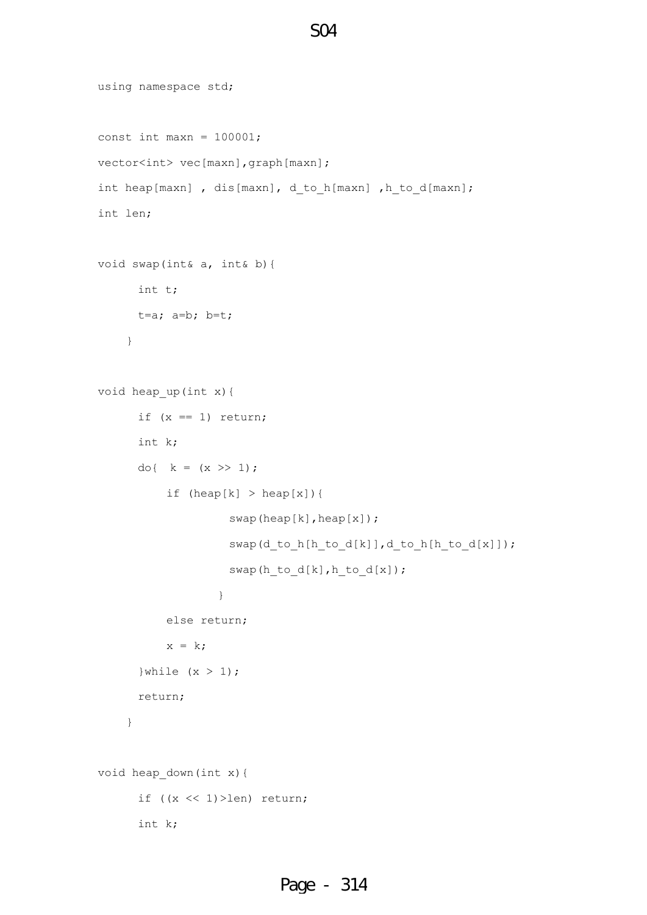```
using namespace std;

const int maxn = 100001;
vector<int> vec[maxn],graph[maxn];
int heap[maxn] , dis[maxn], d_to_h[maxn] ,h_to_d[maxn];
int len;

void swap(int& a, int& b){
      int t;
      t=a; a=b; b=t;
    }

void heap_up(int x){
      if (x == 1) return;
      int k;
      do{  k = (x >> 1);
          if (heap[k] > heap[x]){
                  swap(heap[k],heap[x]);
                  swap(d_to_h[h_to_d[k]],d_to_h[h_to_d[x]]);
                  swap(h_to_d[k],h_to_d[x]);
                }
          else return;
          x = k;
      }while (x > 1);
      return;
    }

void heap_down(int x){
      if ((x << 1)>len) return;
      int k;
```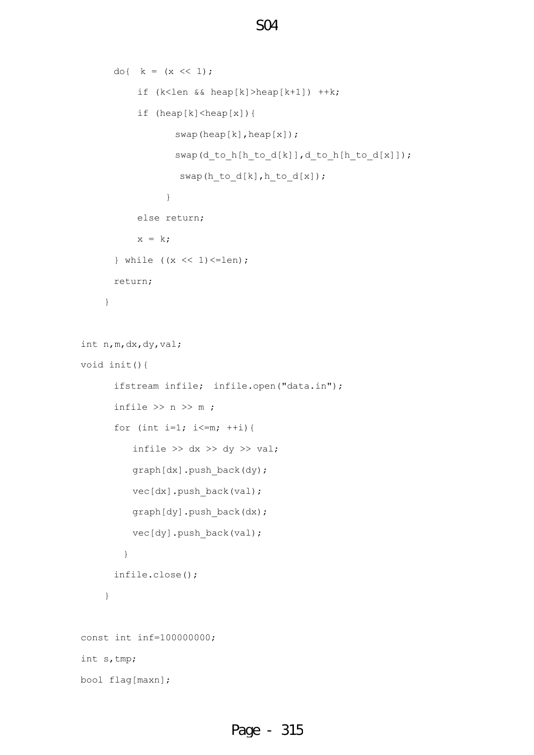```
      do{  k = (x << 1);
          if (k<len && heap[k]>heap[k+1]) ++k;
          if (heap[k]<heap[x]){
                swap(heap[k],heap[x]);
                swap(d_to_h[h_to_d[k]],d_to_h[h_to_d[x]]);
                 swap(h_to_d[k],h_to_d[x]);
              }
          else return;
          x = k;
      } while ((x << 1)<=len);
      return;
    }

int n,m,dx,dy,val;
void init(){
      ifstream infile;  infile.open("data.in");
      infile >> n >> m ;
      for (int i=1; i<=m; ++i){
         infile >> dx >> dy >> val;
         graph[dx].push_back(dy);
         vec[dx].push_back(val);
         graph[dy].push_back(dx);
         vec[dy].push_back(val);
       }
      infile.close();
    }

const int inf=100000000;
int s,tmp;
bool flag[maxn];
```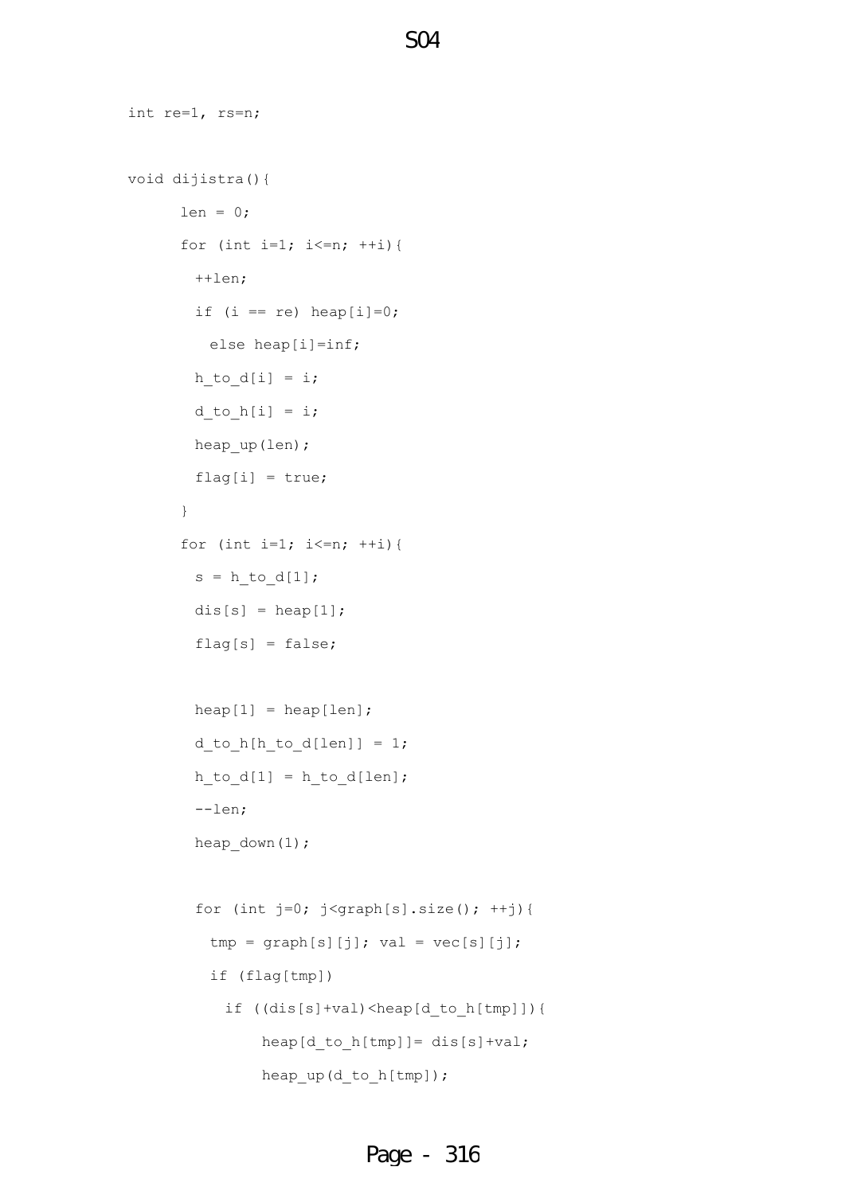```
int re=1, rs=n;

void dijistra(){
      len = 0;
      for (int i=1; i<=n; ++i){
        ++len;
        if (i == re) heap[i]=0;
          else heap[i]=inf;
        h_to_d[i] = i;
        d_to_h[i] = i;
        heap_up(len);
        flag[i] = true;
      }
      for (int i=1; i<=n; ++i){
        s = h_to_d[1];
        dis[s] = heap[1];
        flag[s] = false;

        heap[1] = heap[len];
        d_to_h[h_to_d[len]] = 1;
        h_to_d[1] = h_to_d[len];
        --len;
        heap_down(1);

        for (int j=0; j<graph[s].size(); ++j){
          tmp = graph[s][j]; val = vec[s][j];
          if (flag[tmp])
            if ((dis[s]+val)<heap[d_to_h[tmp]]){
                heap[d_to_h[tmp]]= dis[s]+val;
                heap_up(d_to_h[tmp]);
```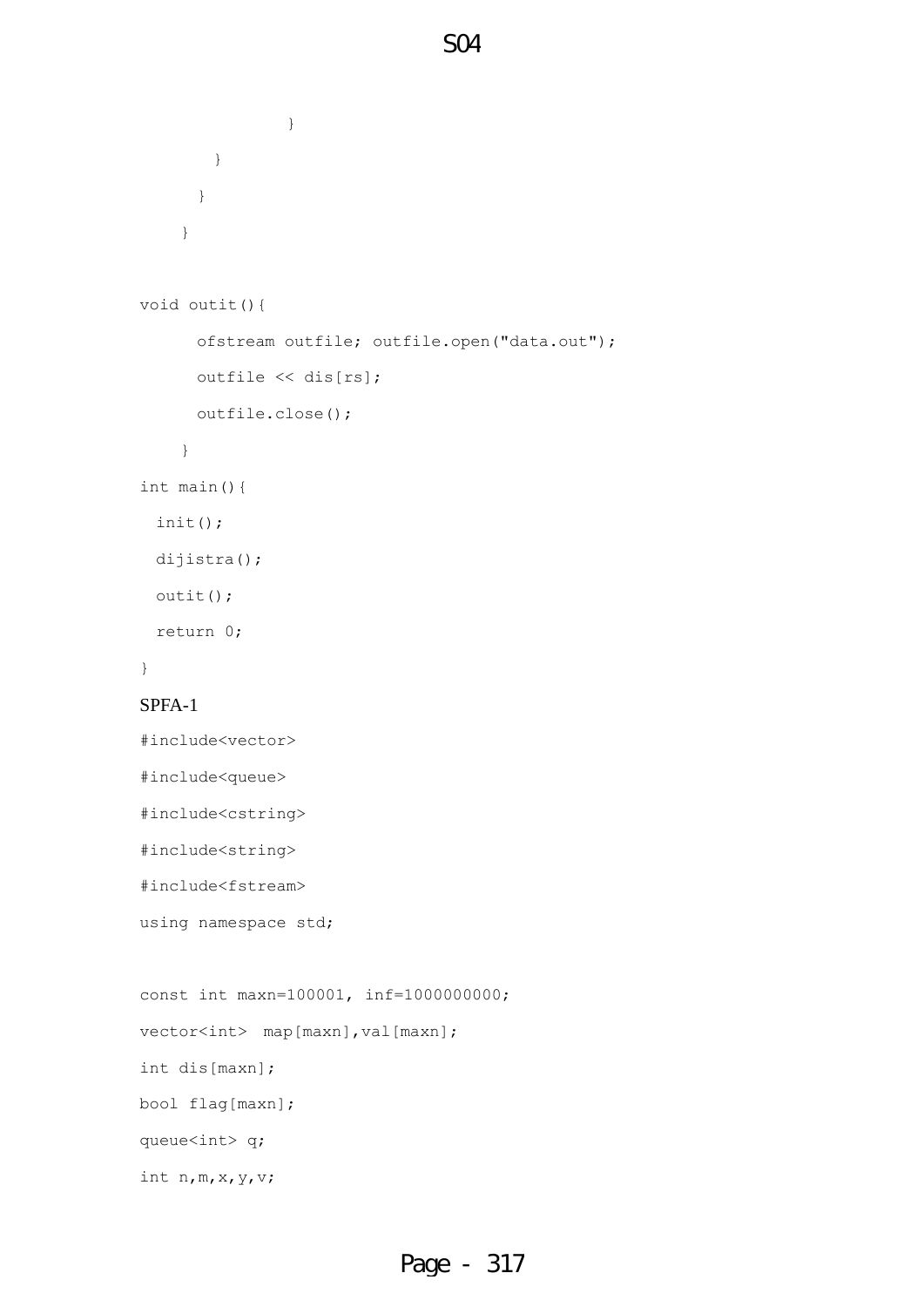```
                }
        }
      }
    }

void outit(){
      ofstream outfile; outfile.open("data.out");
      outfile << dis[rs];
      outfile.close();
    }
int main(){
  init();
  dijistra();
  outit();
  return 0;
}
```

SPFA-1

```
#include<vector>
#include<queue>
#include<cstring>
#include<string>
#include<fstream>
using namespace std;

const int maxn=100001, inf=1000000000;
vector<int>  map[maxn],val[maxn];
int dis[maxn];
bool flag[maxn];
queue<int> q;
int n,m,x,y,v;
```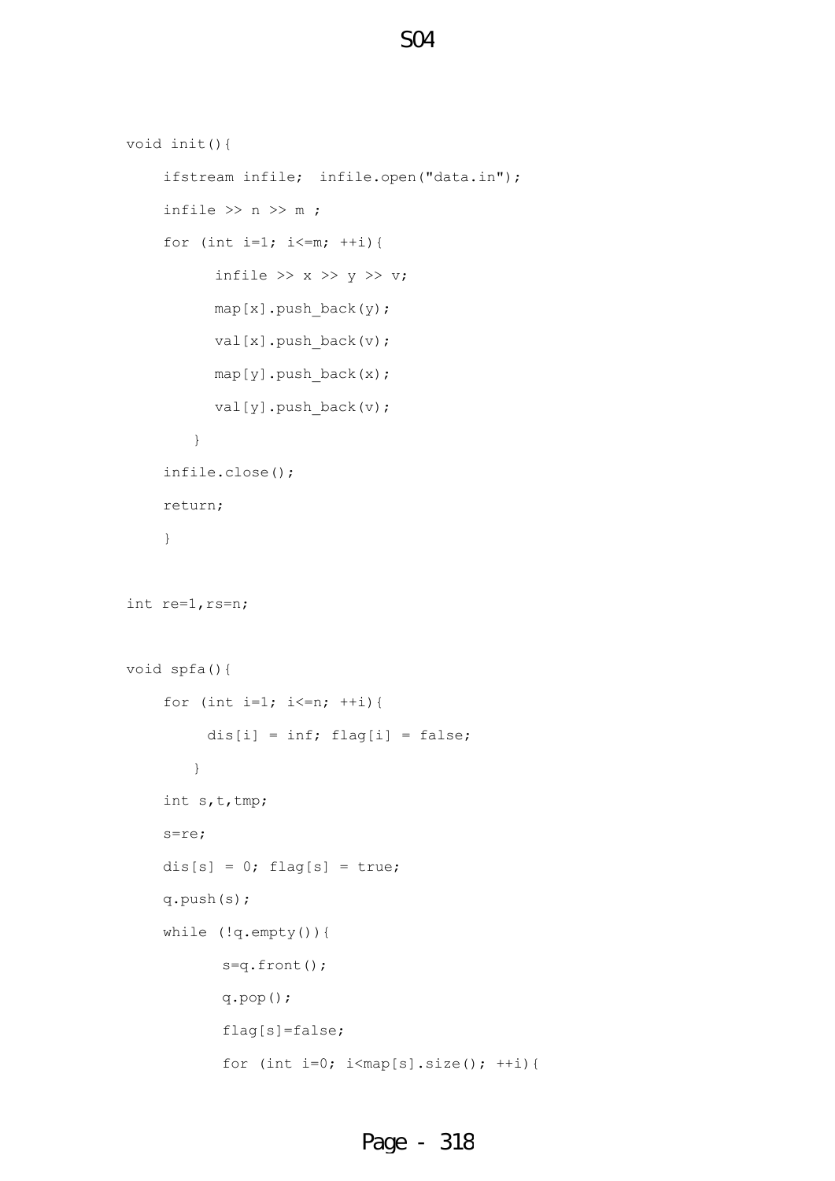```
void init(){
    ifstream infile;  infile.open("data.in");
    infile >> n >> m ;
    for (int i=1; i<=m; ++i){
         infile >> x >> y >> v;
         map[x].push_back(y);
         val[x].push_back(v);
         map[y].push_back(x);
         val[y].push_back(v);
       }
    infile.close();
    return;
    }

int re=1,rs=n;

void spfa(){
    for (int i=1; i<=n; ++i){
        dis[i] = inf; flag[i] = false;
       }
    int s,t,tmp;
    s=re;
    dis[s] = 0; flag[s] = true;
    q.push(s);
    while (!q.empty()){
          s=q.front();
          q.pop();
          flag[s]=false;
          for (int i=0; i<map[s].size(); ++i){
```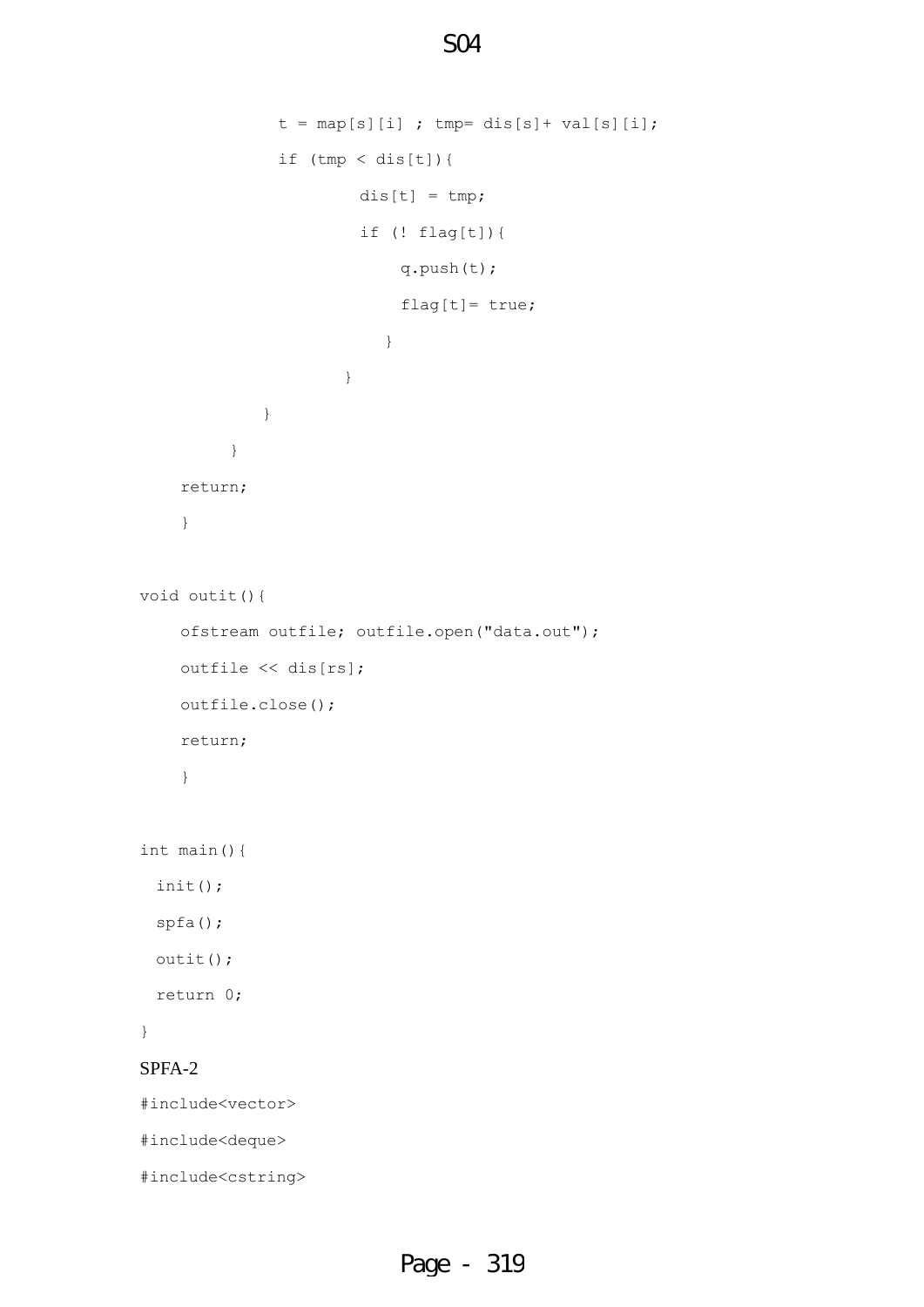```
            t = map[s][i] ; tmp= dis[s]+ val[s][i];
            if (tmp < dis[t]){
                    dis[t] = tmp;
                    if (! flag[t]){
                        q.push(t);
                        flag[t]= true;
                      }
                  }
          }
       }
    return;
    }

void outit(){
    ofstream outfile; outfile.open("data.out");
    outfile << dis[rs];
    outfile.close();
    return;
    }

int main(){
  init();
  spfa();
  outit();
  return 0;
}
```

SPFA-2

```
#include<vector>
#include<deque>
#include<cstring>
```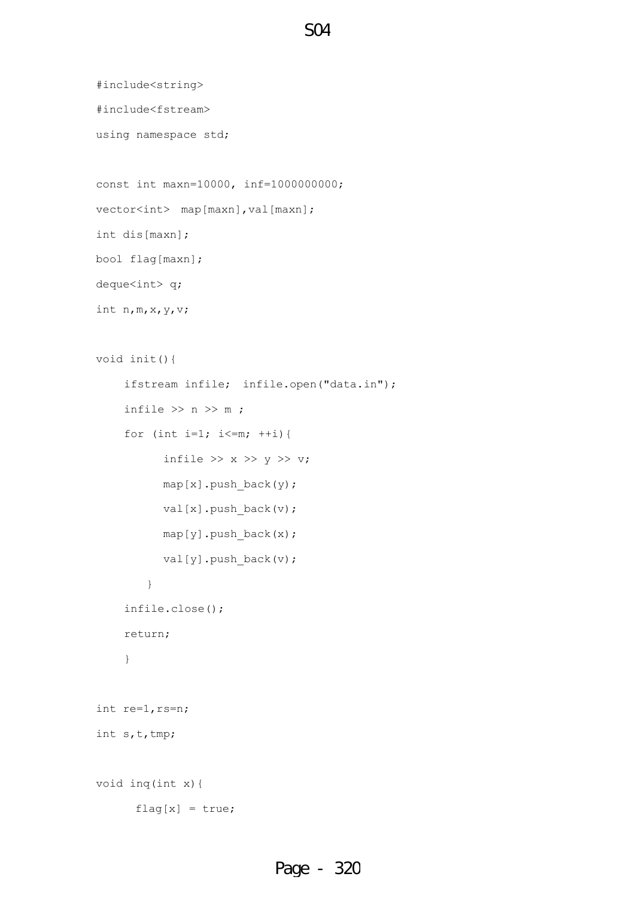```
#include<string>
#include<fstream>
using namespace std;

const int maxn=10000, inf=1000000000;
vector<int>  map[maxn],val[maxn];
int dis[maxn];
bool flag[maxn];
deque<int> q;
int n,m,x,y,v;

void init(){
    ifstream infile;  infile.open("data.in");
    infile >> n >> m ;
    for (int i=1; i<=m; ++i){
        infile >> x >> y >> v;
        map[x].push_back(y);
        val[x].push_back(v);
        map[y].push_back(x);
        val[y].push_back(v);
      }
    infile.close();
    return;
    }

int re=1,rs=n;
int s,t,tmp;

void inq(int x){
      flag[x] = true;
```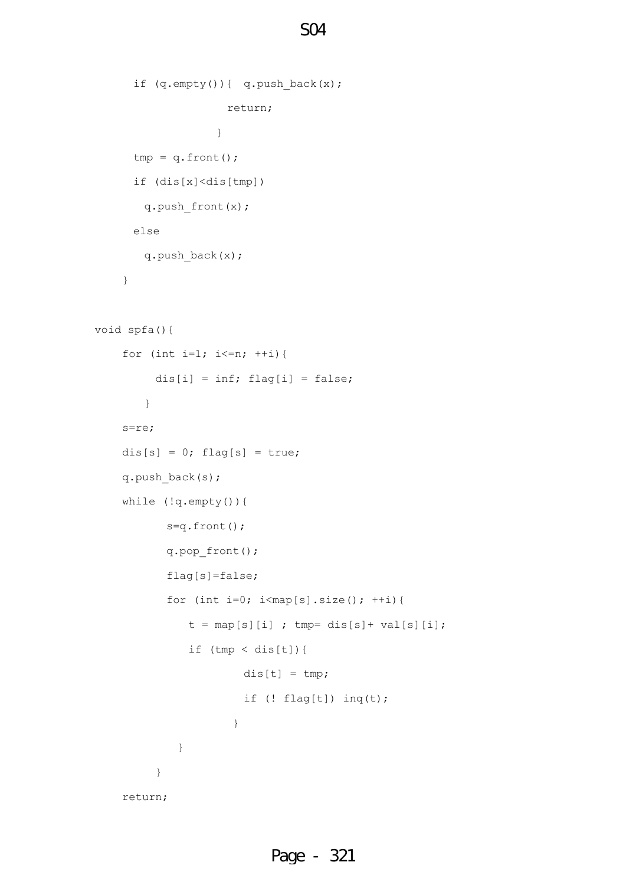```
      if (q.empty()){  q.push_back(x);
                   return;
                 }
      tmp = q.front();
      if (dis[x]<dis[tmp])
        q.push_front(x);
      else
        q.push_back(x);
    }

void spfa(){
    for (int i=1; i<=n; ++i){
         dis[i] = inf; flag[i] = false;
       }
    s=re;
    dis[s] = 0; flag[s] = true;
    q.push_back(s);
    while (!q.empty()){
          s=q.front();
          q.pop_front();
          flag[s]=false;
          for (int i=0; i<map[s].size(); ++i){
             t = map[s][i] ; tmp= dis[s]+ val[s][i];
             if (tmp < dis[t]){
                    dis[t] = tmp;
                    if (! flag[t]) inq(t);
                  }
            }
         }
    return;
```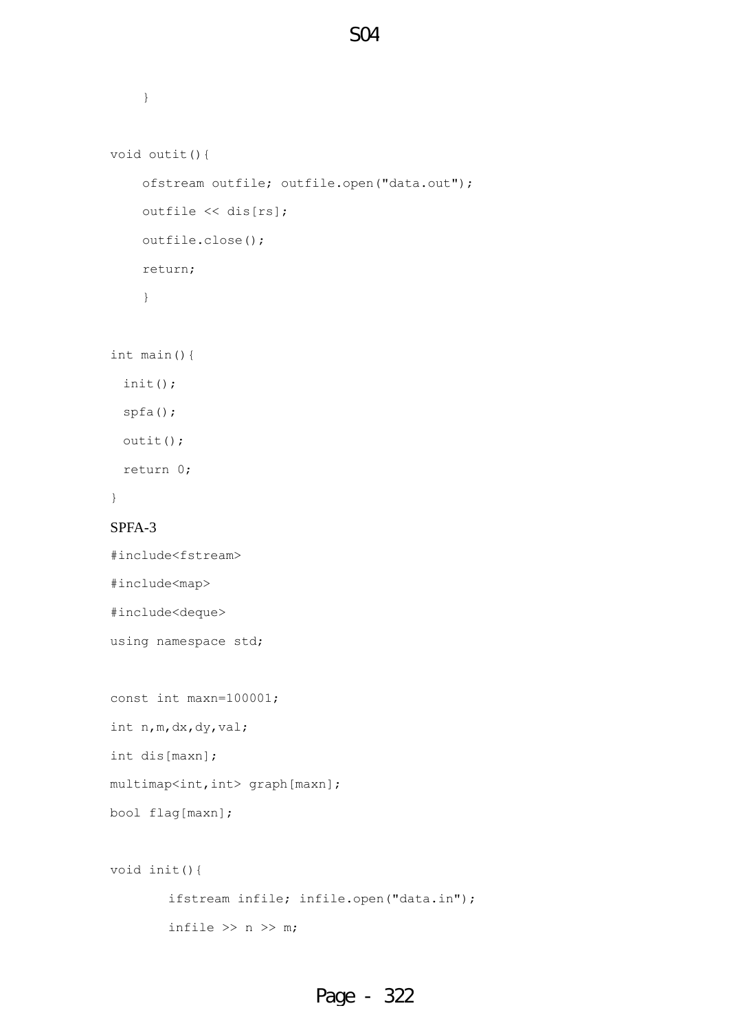```
    }

void outit(){
    ofstream outfile; outfile.open("data.out");
    outfile << dis[rs];
    outfile.close();
    return;
    }

int main(){
  init();
  spfa();
  outit();
  return 0;
}
```

SPFA-3

```
#include<fstream>
#include<map>
#include<deque>
using namespace std;

const int maxn=100001;
int n,m,dx,dy,val;
int dis[maxn];
multimap<int,int> graph[maxn];
bool flag[maxn];

void init(){
       ifstream infile; infile.open("data.in");
       infile >> n >> m;
```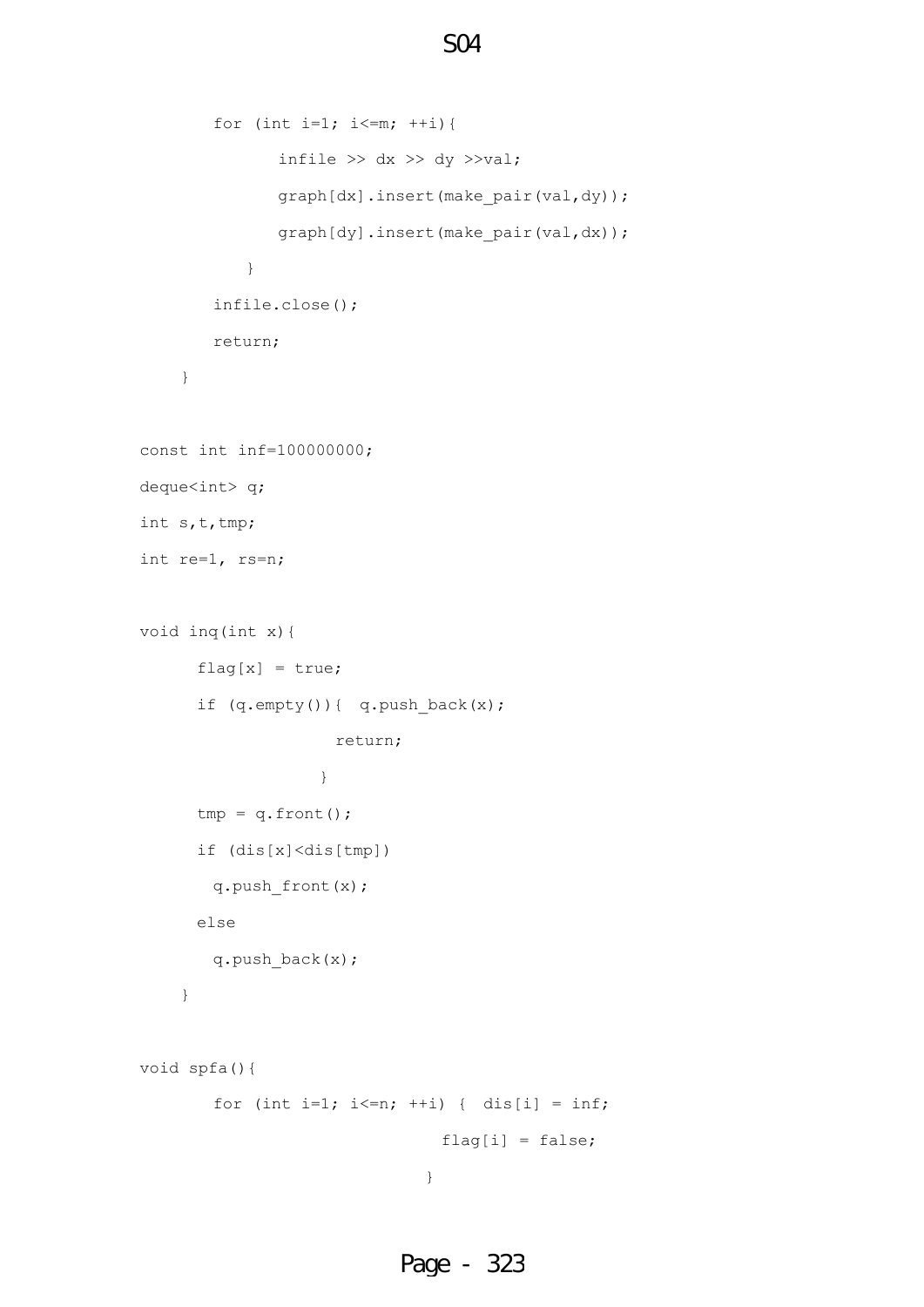```
        for (int i=1; i<=m; ++i){
              infile >> dx >> dy >>val;
              graph[dx].insert(make_pair(val,dy));
              graph[dy].insert(make_pair(val,dx));
           }
        infile.close();
        return;
    }

const int inf=100000000;
deque<int> q;
int s,t,tmp;
int re=1, rs=n;

void inq(int x){
      flag[x] = true;
      if (q.empty()){  q.push_back(x);
                    return;
                   }
      tmp = q.front();
      if (dis[x]<dis[tmp])
        q.push_front(x);
      else
        q.push_back(x);
    }

void spfa(){
        for (int i=1; i<=n; ++i) {  dis[i] = inf;
                                  flag[i] = false;
                                }
```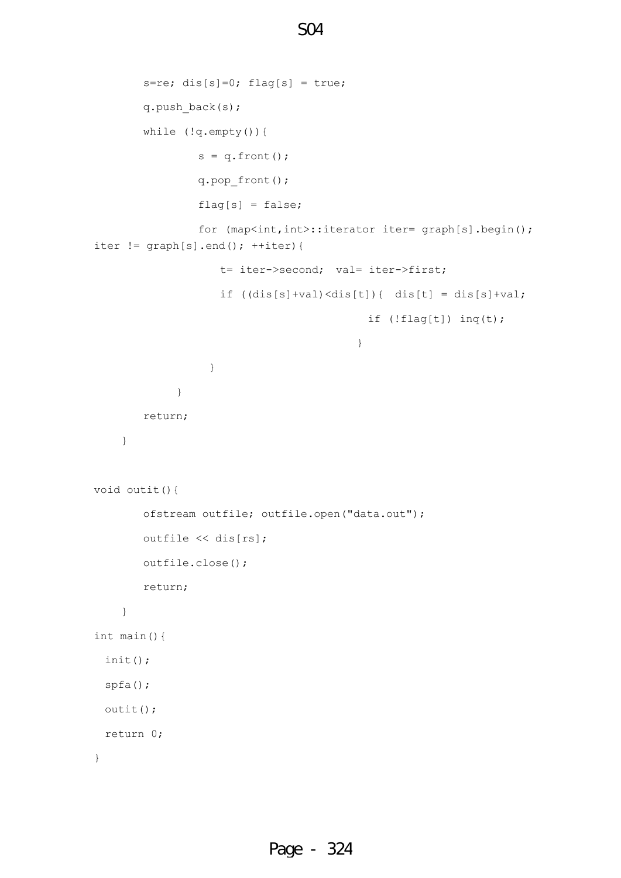```
        s=re; dis[s]=0; flag[s] = true;
        q.push_back(s);
        while (!q.empty()){
                s = q.front();
                q.pop_front();
                flag[s] = false;
                for (map<int,int>::iterator iter= graph[s].begin(); iter != graph[s].end(); ++iter){
                    t= iter->second;  val= iter->first;
                    if ((dis[s]+val)<dis[t]){  dis[t] = dis[s]+val;
                                            if (!flag[t]) inq(t);
                                          }
                  }
             }
        return;
    }

void outit(){
        ofstream outfile; outfile.open("data.out");
        outfile << dis[rs];
        outfile.close();
        return;
    }
int main(){
  init();
  spfa();
  outit();
  return 0;
}
```